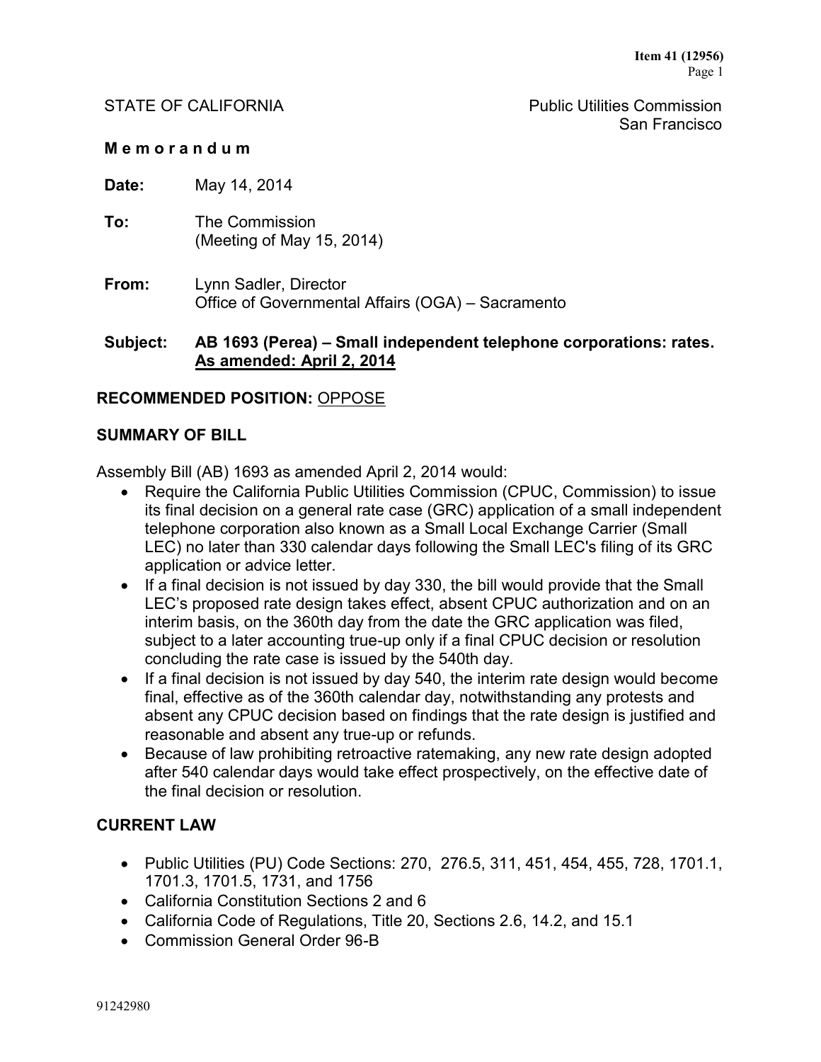STATE OF CALIFORNIA Public Utilities Commission
San Francisco

**M e m o r a n d u m**

**Date:** May 14, 2014

**To:** The Commission
(Meeting of May 15, 2014)

**From:** Lynn Sadler, Director
Office of Governmental Affairs (OGA) – Sacramento

**Subject: AB 1693 (Perea) – Small independent telephone corporations: rates.**
**As amended: April 2, 2014**

## RECOMMENDED POSITION: OPPOSE

## SUMMARY OF BILL

Assembly Bill (AB) 1693 as amended April 2, 2014 would:

- Require the California Public Utilities Commission (CPUC, Commission) to issue its final decision on a general rate case (GRC) application of a small independent telephone corporation also known as a Small Local Exchange Carrier (Small LEC) no later than 330 calendar days following the Small LEC's filing of its GRC application or advice letter.
- If a final decision is not issued by day 330, the bill would provide that the Small LEC's proposed rate design takes effect, absent CPUC authorization and on an interim basis, on the 360th day from the date the GRC application was filed, subject to a later accounting true-up only if a final CPUC decision or resolution concluding the rate case is issued by the 540th day.
- If a final decision is not issued by day 540, the interim rate design would become final, effective as of the 360th calendar day, notwithstanding any protests and absent any CPUC decision based on findings that the rate design is justified and reasonable and absent any true-up or refunds.
- Because of law prohibiting retroactive ratemaking, any new rate design adopted after 540 calendar days would take effect prospectively, on the effective date of the final decision or resolution.

## CURRENT LAW

- Public Utilities (PU) Code Sections: 270, 276.5, 311, 451, 454, 455, 728, 1701.1, 1701.3, 1701.5, 1731, and 1756
- California Constitution Sections 2 and 6
- California Code of Regulations, Title 20, Sections 2.6, 14.2, and 15.1
- Commission General Order 96-B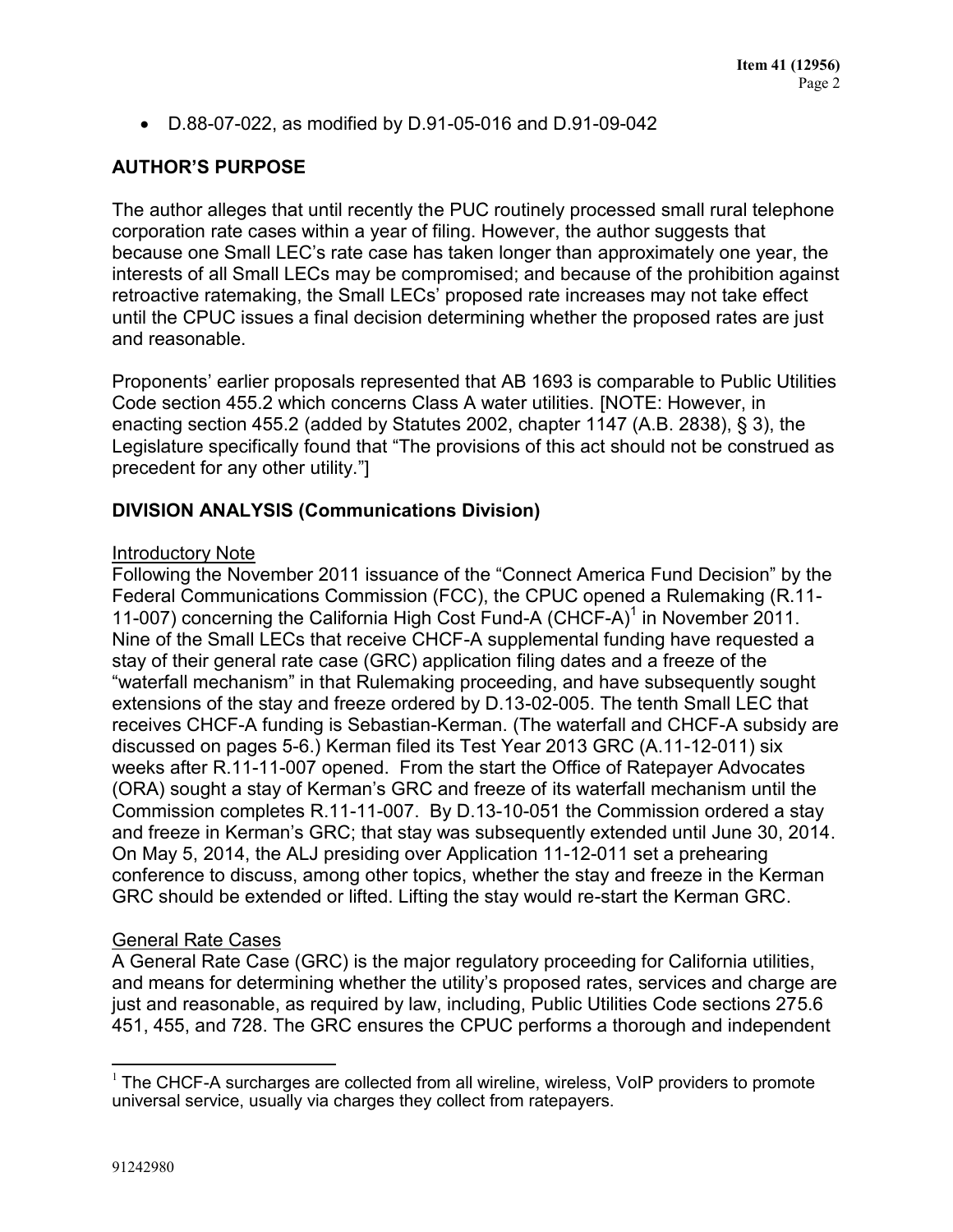- D.88-07-022, as modified by D.91-05-016 and D.91-09-042

## AUTHOR'S PURPOSE

The author alleges that until recently the PUC routinely processed small rural telephone corporation rate cases within a year of filing. However, the author suggests that because one Small LEC's rate case has taken longer than approximately one year, the interests of all Small LECs may be compromised; and because of the prohibition against retroactive ratemaking, the Small LECs' proposed rate increases may not take effect until the CPUC issues a final decision determining whether the proposed rates are just and reasonable.

Proponents' earlier proposals represented that AB 1693 is comparable to Public Utilities Code section 455.2 which concerns Class A water utilities. [NOTE: However, in enacting section 455.2 (added by Statutes 2002, chapter 1147 (A.B. 2838), § 3), the Legislature specifically found that "The provisions of this act should not be construed as precedent for any other utility."]

## DIVISION ANALYSIS (Communications Division)

Introductory Note

Following the November 2011 issuance of the "Connect America Fund Decision" by the Federal Communications Commission (FCC), the CPUC opened a Rulemaking (R.11-11-007) concerning the California High Cost Fund-A (CHCF-A)[1] in November 2011. Nine of the Small LECs that receive CHCF-A supplemental funding have requested a stay of their general rate case (GRC) application filing dates and a freeze of the "waterfall mechanism" in that Rulemaking proceeding, and have subsequently sought extensions of the stay and freeze ordered by D.13-02-005. The tenth Small LEC that receives CHCF-A funding is Sebastian-Kerman. (The waterfall and CHCF-A subsidy are discussed on pages 5-6.) Kerman filed its Test Year 2013 GRC (A.11-12-011) six weeks after R.11-11-007 opened. From the start the Office of Ratepayer Advocates (ORA) sought a stay of Kerman's GRC and freeze of its waterfall mechanism until the Commission completes R.11-11-007. By D.13-10-051 the Commission ordered a stay and freeze in Kerman's GRC; that stay was subsequently extended until June 30, 2014. On May 5, 2014, the ALJ presiding over Application 11-12-011 set a prehearing conference to discuss, among other topics, whether the stay and freeze in the Kerman GRC should be extended or lifted. Lifting the stay would re-start the Kerman GRC.

General Rate Cases

A General Rate Case (GRC) is the major regulatory proceeding for California utilities, and means for determining whether the utility's proposed rates, services and charge are just and reasonable, as required by law, including, Public Utilities Code sections 275.6 451, 455, and 728. The GRC ensures the CPUC performs a thorough and independent

[1] The CHCF-A surcharges are collected from all wireline, wireless, VoIP providers to promote universal service, usually via charges they collect from ratepayers.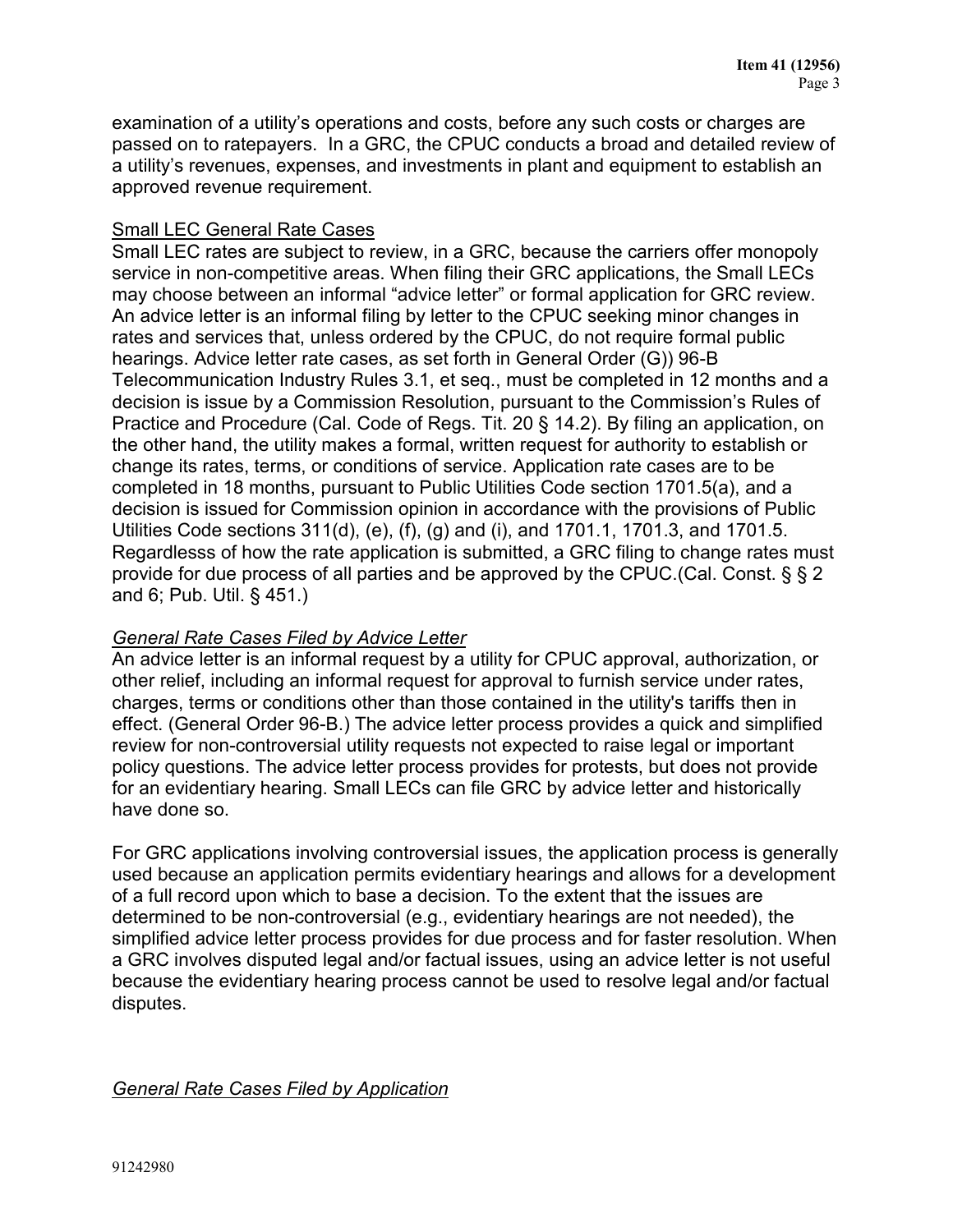examination of a utility's operations and costs, before any such costs or charges are passed on to ratepayers. In a GRC, the CPUC conducts a broad and detailed review of a utility's revenues, expenses, and investments in plant and equipment to establish an approved revenue requirement.

Small LEC General Rate Cases

Small LEC rates are subject to review, in a GRC, because the carriers offer monopoly service in non-competitive areas. When filing their GRC applications, the Small LECs may choose between an informal "advice letter" or formal application for GRC review. An advice letter is an informal filing by letter to the CPUC seeking minor changes in rates and services that, unless ordered by the CPUC, do not require formal public hearings. Advice letter rate cases, as set forth in General Order (G)) 96-B Telecommunication Industry Rules 3.1, et seq., must be completed in 12 months and a decision is issue by a Commission Resolution, pursuant to the Commission's Rules of Practice and Procedure (Cal. Code of Regs. Tit. 20 § 14.2). By filing an application, on the other hand, the utility makes a formal, written request for authority to establish or change its rates, terms, or conditions of service. Application rate cases are to be completed in 18 months, pursuant to Public Utilities Code section 1701.5(a), and a decision is issued for Commission opinion in accordance with the provisions of Public Utilities Code sections 311(d), (e), (f), (g) and (i), and 1701.1, 1701.3, and 1701.5. Regardlesss of how the rate application is submitted, a GRC filing to change rates must provide for due process of all parties and be approved by the CPUC.(Cal. Const. § § 2 and 6; Pub. Util. § 451.)

*General Rate Cases Filed by Advice Letter*

An advice letter is an informal request by a utility for CPUC approval, authorization, or other relief, including an informal request for approval to furnish service under rates, charges, terms or conditions other than those contained in the utility's tariffs then in effect. (General Order 96-B.) The advice letter process provides a quick and simplified review for non-controversial utility requests not expected to raise legal or important policy questions. The advice letter process provides for protests, but does not provide for an evidentiary hearing. Small LECs can file GRC by advice letter and historically have done so.

For GRC applications involving controversial issues, the application process is generally used because an application permits evidentiary hearings and allows for a development of a full record upon which to base a decision. To the extent that the issues are determined to be non-controversial (e.g., evidentiary hearings are not needed), the simplified advice letter process provides for due process and for faster resolution. When a GRC involves disputed legal and/or factual issues, using an advice letter is not useful because the evidentiary hearing process cannot be used to resolve legal and/or factual disputes.

*General Rate Cases Filed by Application*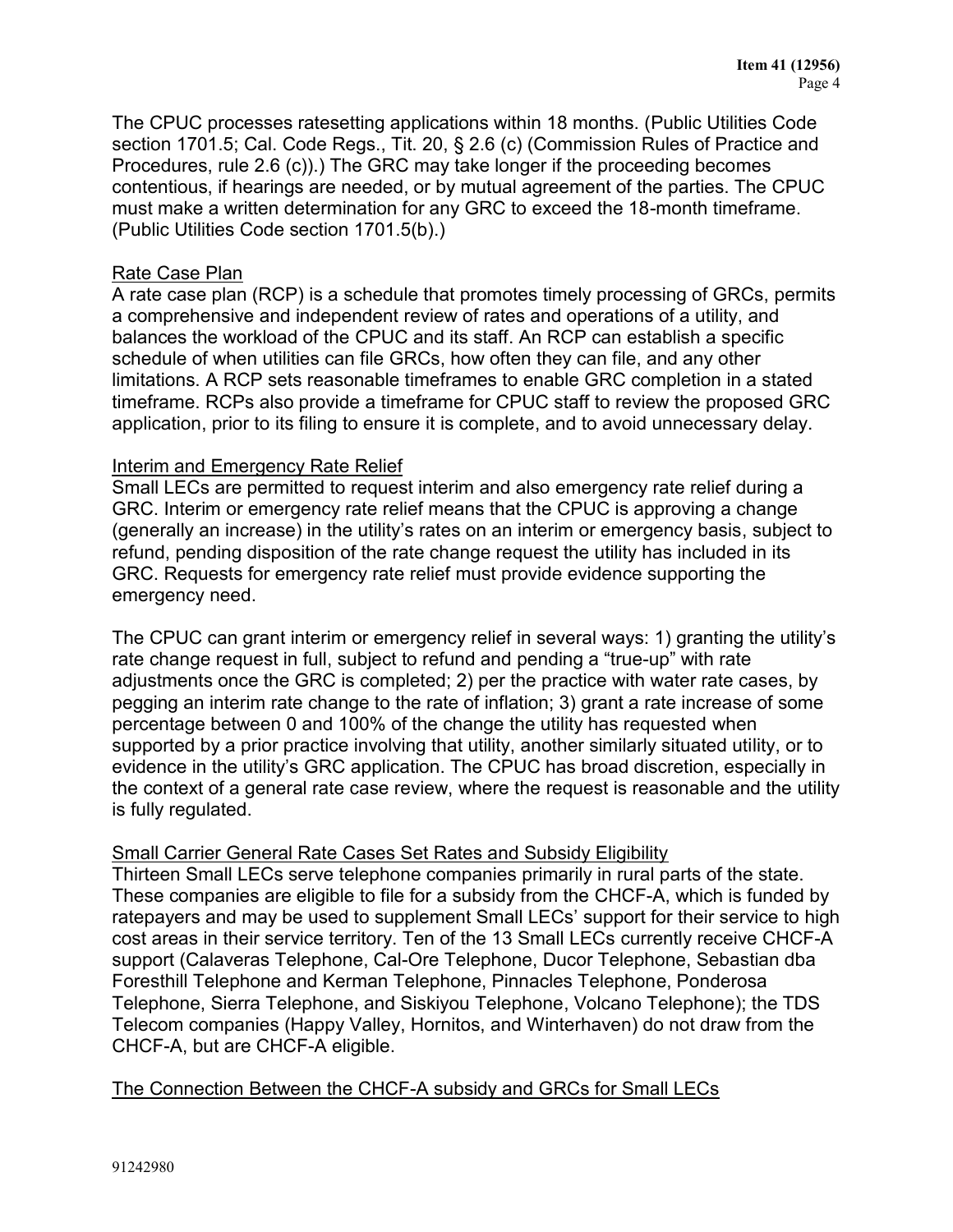The CPUC processes ratesetting applications within 18 months. (Public Utilities Code section 1701.5; Cal. Code Regs., Tit. 20, § 2.6 (c) (Commission Rules of Practice and Procedures, rule 2.6 (c)).) The GRC may take longer if the proceeding becomes contentious, if hearings are needed, or by mutual agreement of the parties. The CPUC must make a written determination for any GRC to exceed the 18-month timeframe. (Public Utilities Code section 1701.5(b).)

### Rate Case Plan

A rate case plan (RCP) is a schedule that promotes timely processing of GRCs, permits a comprehensive and independent review of rates and operations of a utility, and balances the workload of the CPUC and its staff. An RCP can establish a specific schedule of when utilities can file GRCs, how often they can file, and any other limitations. A RCP sets reasonable timeframes to enable GRC completion in a stated timeframe. RCPs also provide a timeframe for CPUC staff to review the proposed GRC application, prior to its filing to ensure it is complete, and to avoid unnecessary delay.

### Interim and Emergency Rate Relief

Small LECs are permitted to request interim and also emergency rate relief during a GRC. Interim or emergency rate relief means that the CPUC is approving a change (generally an increase) in the utility's rates on an interim or emergency basis, subject to refund, pending disposition of the rate change request the utility has included in its GRC. Requests for emergency rate relief must provide evidence supporting the emergency need.

The CPUC can grant interim or emergency relief in several ways: 1) granting the utility's rate change request in full, subject to refund and pending a "true-up" with rate adjustments once the GRC is completed; 2) per the practice with water rate cases, by pegging an interim rate change to the rate of inflation; 3) grant a rate increase of some percentage between 0 and 100% of the change the utility has requested when supported by a prior practice involving that utility, another similarly situated utility, or to evidence in the utility's GRC application. The CPUC has broad discretion, especially in the context of a general rate case review, where the request is reasonable and the utility is fully regulated.

### Small Carrier General Rate Cases Set Rates and Subsidy Eligibility

Thirteen Small LECs serve telephone companies primarily in rural parts of the state. These companies are eligible to file for a subsidy from the CHCF-A, which is funded by ratepayers and may be used to supplement Small LECs' support for their service to high cost areas in their service territory. Ten of the 13 Small LECs currently receive CHCF-A support (Calaveras Telephone, Cal-Ore Telephone, Ducor Telephone, Sebastian dba Foresthill Telephone and Kerman Telephone, Pinnacles Telephone, Ponderosa Telephone, Sierra Telephone, and Siskiyou Telephone, Volcano Telephone); the TDS Telecom companies (Happy Valley, Hornitos, and Winterhaven) do not draw from the CHCF-A, but are CHCF-A eligible.

### The Connection Between the CHCF-A subsidy and GRCs for Small LECs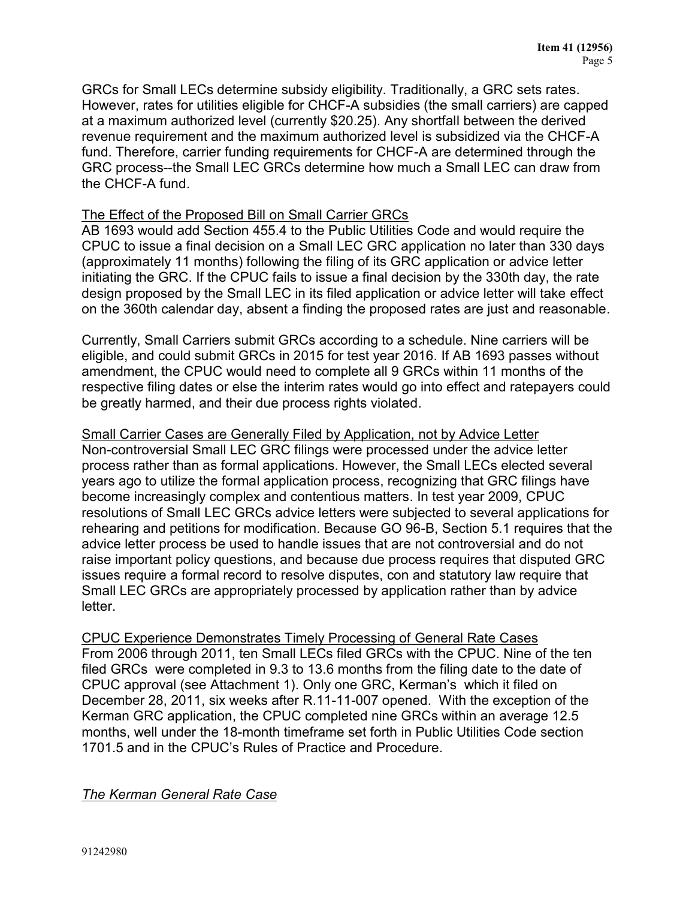GRCs for Small LECs determine subsidy eligibility. Traditionally, a GRC sets rates. However, rates for utilities eligible for CHCF-A subsidies (the small carriers) are capped at a maximum authorized level (currently $20.25). Any shortfall between the derived revenue requirement and the maximum authorized level is subsidized via the CHCF-A fund. Therefore, carrier funding requirements for CHCF-A are determined through the GRC process--the Small LEC GRCs determine how much a Small LEC can draw from the CHCF-A fund.

<u>The Effect of the Proposed Bill on Small Carrier GRCs</u>
AB 1693 would add Section 455.4 to the Public Utilities Code and would require the CPUC to issue a final decision on a Small LEC GRC application no later than 330 days (approximately 11 months) following the filing of its GRC application or advice letter initiating the GRC. If the CPUC fails to issue a final decision by the 330th day, the rate design proposed by the Small LEC in its filed application or advice letter will take effect on the 360th calendar day, absent a finding the proposed rates are just and reasonable.

Currently, Small Carriers submit GRCs according to a schedule. Nine carriers will be eligible, and could submit GRCs in 2015 for test year 2016. If AB 1693 passes without amendment, the CPUC would need to complete all 9 GRCs within 11 months of the respective filing dates or else the interim rates would go into effect and ratepayers could be greatly harmed, and their due process rights violated.

<u>Small Carrier Cases are Generally Filed by Application, not by Advice Letter</u>
Non-controversial Small LEC GRC filings were processed under the advice letter process rather than as formal applications. However, the Small LECs elected several years ago to utilize the formal application process, recognizing that GRC filings have become increasingly complex and contentious matters. In test year 2009, CPUC resolutions of Small LEC GRCs advice letters were subjected to several applications for rehearing and petitions for modification. Because GO 96-B, Section 5.1 requires that the advice letter process be used to handle issues that are not controversial and do not raise important policy questions, and because due process requires that disputed GRC issues require a formal record to resolve disputes, con and statutory law require that Small LEC GRCs are appropriately processed by application rather than by advice letter.

<u>CPUC Experience Demonstrates Timely Processing of General Rate Cases</u>
From 2006 through 2011, ten Small LECs filed GRCs with the CPUC. Nine of the ten filed GRCs were completed in 9.3 to 13.6 months from the filing date to the date of CPUC approval (see Attachment 1). Only one GRC, Kerman's which it filed on December 28, 2011, six weeks after R.11-11-007 opened. With the exception of the Kerman GRC application, the CPUC completed nine GRCs within an average 12.5 months, well under the 18-month timeframe set forth in Public Utilities Code section 1701.5 and in the CPUC's Rules of Practice and Procedure.

*<u>The Kerman General Rate Case</u>*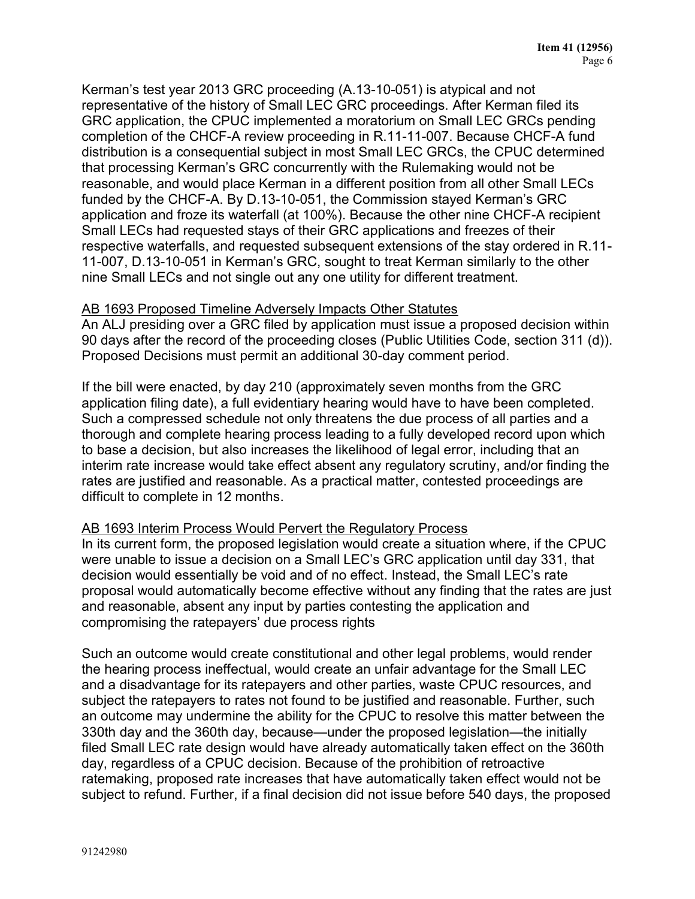Kerman's test year 2013 GRC proceeding (A.13-10-051) is atypical and not representative of the history of Small LEC GRC proceedings. After Kerman filed its GRC application, the CPUC implemented a moratorium on Small LEC GRCs pending completion of the CHCF-A review proceeding in R.11-11-007. Because CHCF-A fund distribution is a consequential subject in most Small LEC GRCs, the CPUC determined that processing Kerman's GRC concurrently with the Rulemaking would not be reasonable, and would place Kerman in a different position from all other Small LECs funded by the CHCF-A. By D.13-10-051, the Commission stayed Kerman's GRC application and froze its waterfall (at 100%). Because the other nine CHCF-A recipient Small LECs had requested stays of their GRC applications and freezes of their respective waterfalls, and requested subsequent extensions of the stay ordered in R.11-11-007, D.13-10-051 in Kerman's GRC, sought to treat Kerman similarly to the other nine Small LECs and not single out any one utility for different treatment.

<u>AB 1693 Proposed Timeline Adversely Impacts Other Statutes</u>
An ALJ presiding over a GRC filed by application must issue a proposed decision within 90 days after the record of the proceeding closes (Public Utilities Code, section 311 (d)). Proposed Decisions must permit an additional 30-day comment period.

If the bill were enacted, by day 210 (approximately seven months from the GRC application filing date), a full evidentiary hearing would have to have been completed. Such a compressed schedule not only threatens the due process of all parties and a thorough and complete hearing process leading to a fully developed record upon which to base a decision, but also increases the likelihood of legal error, including that an interim rate increase would take effect absent any regulatory scrutiny, and/or finding the rates are justified and reasonable. As a practical matter, contested proceedings are difficult to complete in 12 months.

<u>AB 1693 Interim Process Would Pervert the Regulatory Process</u>
In its current form, the proposed legislation would create a situation where, if the CPUC were unable to issue a decision on a Small LEC's GRC application until day 331, that decision would essentially be void and of no effect. Instead, the Small LEC's rate proposal would automatically become effective without any finding that the rates are just and reasonable, absent any input by parties contesting the application and compromising the ratepayers' due process rights

Such an outcome would create constitutional and other legal problems, would render the hearing process ineffectual, would create an unfair advantage for the Small LEC and a disadvantage for its ratepayers and other parties, waste CPUC resources, and subject the ratepayers to rates not found to be justified and reasonable. Further, such an outcome may undermine the ability for the CPUC to resolve this matter between the 330th day and the 360th day, because—under the proposed legislation—the initially filed Small LEC rate design would have already automatically taken effect on the 360th day, regardless of a CPUC decision. Because of the prohibition of retroactive ratemaking, proposed rate increases that have automatically taken effect would not be subject to refund. Further, if a final decision did not issue before 540 days, the proposed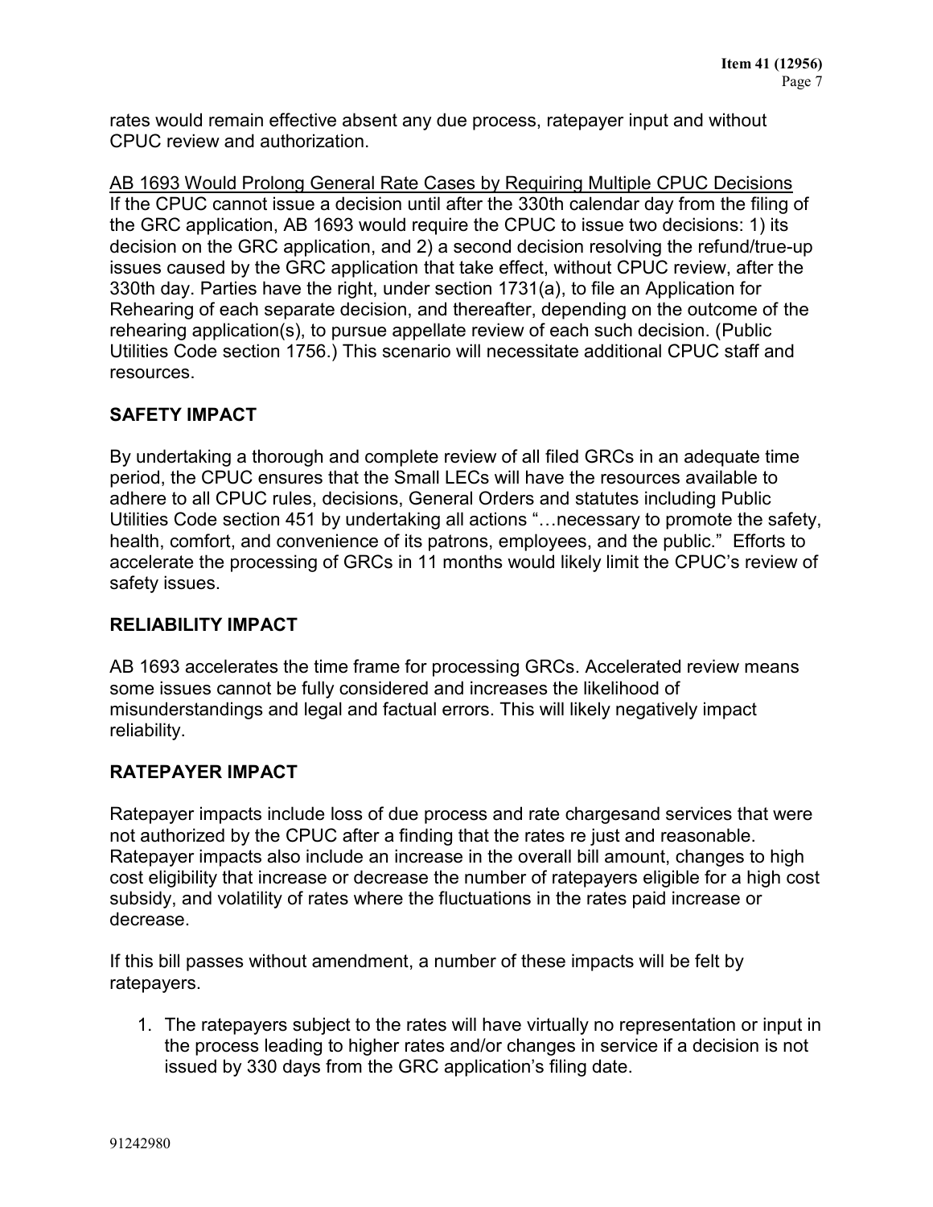rates would remain effective absent any due process, ratepayer input and without CPUC review and authorization.

<u>AB 1693 Would Prolong General Rate Cases by Requiring Multiple CPUC Decisions</u>
If the CPUC cannot issue a decision until after the 330th calendar day from the filing of the GRC application, AB 1693 would require the CPUC to issue two decisions: 1) its decision on the GRC application, and 2) a second decision resolving the refund/true-up issues caused by the GRC application that take effect, without CPUC review, after the 330th day. Parties have the right, under section 1731(a), to file an Application for Rehearing of each separate decision, and thereafter, depending on the outcome of the rehearing application(s), to pursue appellate review of each such decision. (Public Utilities Code section 1756.) This scenario will necessitate additional CPUC staff and resources.

## SAFETY IMPACT

By undertaking a thorough and complete review of all filed GRCs in an adequate time period, the CPUC ensures that the Small LECs will have the resources available to adhere to all CPUC rules, decisions, General Orders and statutes including Public Utilities Code section 451 by undertaking all actions "…necessary to promote the safety, health, comfort, and convenience of its patrons, employees, and the public." Efforts to accelerate the processing of GRCs in 11 months would likely limit the CPUC's review of safety issues.

## RELIABILITY IMPACT

AB 1693 accelerates the time frame for processing GRCs. Accelerated review means some issues cannot be fully considered and increases the likelihood of misunderstandings and legal and factual errors. This will likely negatively impact reliability.

## RATEPAYER IMPACT

Ratepayer impacts include loss of due process and rate chargesand services that were not authorized by the CPUC after a finding that the rates re just and reasonable. Ratepayer impacts also include an increase in the overall bill amount, changes to high cost eligibility that increase or decrease the number of ratepayers eligible for a high cost subsidy, and volatility of rates where the fluctuations in the rates paid increase or decrease.

If this bill passes without amendment, a number of these impacts will be felt by ratepayers.

1. The ratepayers subject to the rates will have virtually no representation or input in the process leading to higher rates and/or changes in service if a decision is not issued by 330 days from the GRC application's filing date.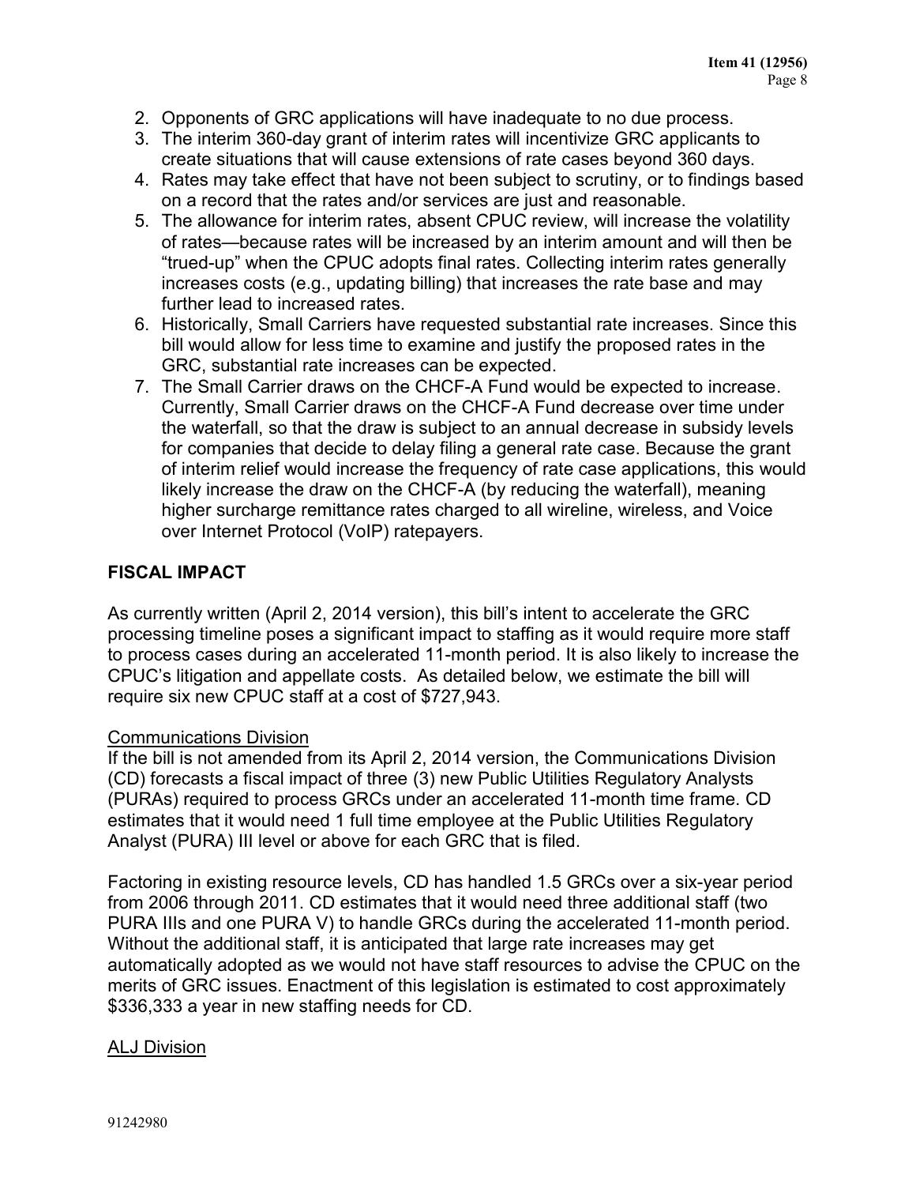2. Opponents of GRC applications will have inadequate to no due process.
3. The interim 360-day grant of interim rates will incentivize GRC applicants to create situations that will cause extensions of rate cases beyond 360 days.
4. Rates may take effect that have not been subject to scrutiny, or to findings based on a record that the rates and/or services are just and reasonable.
5. The allowance for interim rates, absent CPUC review, will increase the volatility of rates—because rates will be increased by an interim amount and will then be "trued-up" when the CPUC adopts final rates. Collecting interim rates generally increases costs (e.g., updating billing) that increases the rate base and may further lead to increased rates.
6. Historically, Small Carriers have requested substantial rate increases. Since this bill would allow for less time to examine and justify the proposed rates in the GRC, substantial rate increases can be expected.
7. The Small Carrier draws on the CHCF-A Fund would be expected to increase. Currently, Small Carrier draws on the CHCF-A Fund decrease over time under the waterfall, so that the draw is subject to an annual decrease in subsidy levels for companies that decide to delay filing a general rate case. Because the grant of interim relief would increase the frequency of rate case applications, this would likely increase the draw on the CHCF-A (by reducing the waterfall), meaning higher surcharge remittance rates charged to all wireline, wireless, and Voice over Internet Protocol (VoIP) ratepayers.

## FISCAL IMPACT

As currently written (April 2, 2014 version), this bill's intent to accelerate the GRC processing timeline poses a significant impact to staffing as it would require more staff to process cases during an accelerated 11-month period. It is also likely to increase the CPUC's litigation and appellate costs. As detailed below, we estimate the bill will require six new CPUC staff at a cost of $727,943.

### Communications Division

If the bill is not amended from its April 2, 2014 version, the Communications Division (CD) forecasts a fiscal impact of three (3) new Public Utilities Regulatory Analysts (PURAs) required to process GRCs under an accelerated 11-month time frame. CD estimates that it would need 1 full time employee at the Public Utilities Regulatory Analyst (PURA) III level or above for each GRC that is filed.

Factoring in existing resource levels, CD has handled 1.5 GRCs over a six-year period from 2006 through 2011. CD estimates that it would need three additional staff (two PURA IIIs and one PURA V) to handle GRCs during the accelerated 11-month period. Without the additional staff, it is anticipated that large rate increases may get automatically adopted as we would not have staff resources to advise the CPUC on the merits of GRC issues. Enactment of this legislation is estimated to cost approximately $336,333 a year in new staffing needs for CD.

### ALJ Division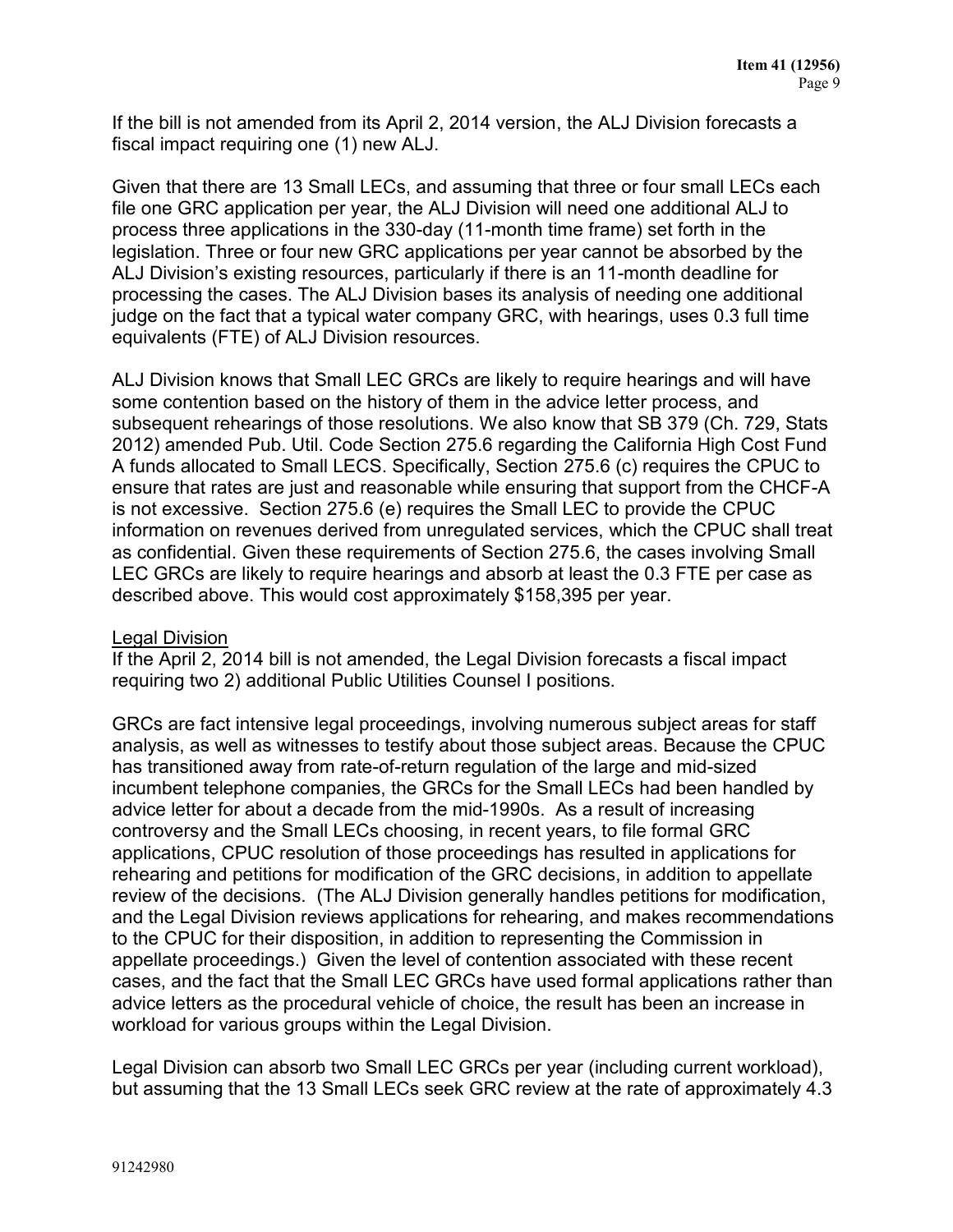If the bill is not amended from its April 2, 2014 version, the ALJ Division forecasts a fiscal impact requiring one (1) new ALJ.

Given that there are 13 Small LECs, and assuming that three or four small LECs each file one GRC application per year, the ALJ Division will need one additional ALJ to process three applications in the 330-day (11-month time frame) set forth in the legislation. Three or four new GRC applications per year cannot be absorbed by the ALJ Division's existing resources, particularly if there is an 11-month deadline for processing the cases. The ALJ Division bases its analysis of needing one additional judge on the fact that a typical water company GRC, with hearings, uses 0.3 full time equivalents (FTE) of ALJ Division resources.

ALJ Division knows that Small LEC GRCs are likely to require hearings and will have some contention based on the history of them in the advice letter process, and subsequent rehearings of those resolutions. We also know that SB 379 (Ch. 729, Stats 2012) amended Pub. Util. Code Section 275.6 regarding the California High Cost Fund A funds allocated to Small LECS. Specifically, Section 275.6 (c) requires the CPUC to ensure that rates are just and reasonable while ensuring that support from the CHCF-A is not excessive. Section 275.6 (e) requires the Small LEC to provide the CPUC information on revenues derived from unregulated services, which the CPUC shall treat as confidential. Given these requirements of Section 275.6, the cases involving Small LEC GRCs are likely to require hearings and absorb at least the 0.3 FTE per case as described above. This would cost approximately $158,395 per year.

<u>Legal Division</u>

If the April 2, 2014 bill is not amended, the Legal Division forecasts a fiscal impact requiring two 2) additional Public Utilities Counsel I positions.

GRCs are fact intensive legal proceedings, involving numerous subject areas for staff analysis, as well as witnesses to testify about those subject areas. Because the CPUC has transitioned away from rate-of-return regulation of the large and mid-sized incumbent telephone companies, the GRCs for the Small LECs had been handled by advice letter for about a decade from the mid-1990s. As a result of increasing controversy and the Small LECs choosing, in recent years, to file formal GRC applications, CPUC resolution of those proceedings has resulted in applications for rehearing and petitions for modification of the GRC decisions, in addition to appellate review of the decisions. (The ALJ Division generally handles petitions for modification, and the Legal Division reviews applications for rehearing, and makes recommendations to the CPUC for their disposition, in addition to representing the Commission in appellate proceedings.) Given the level of contention associated with these recent cases, and the fact that the Small LEC GRCs have used formal applications rather than advice letters as the procedural vehicle of choice, the result has been an increase in workload for various groups within the Legal Division.

Legal Division can absorb two Small LEC GRCs per year (including current workload), but assuming that the 13 Small LECs seek GRC review at the rate of approximately 4.3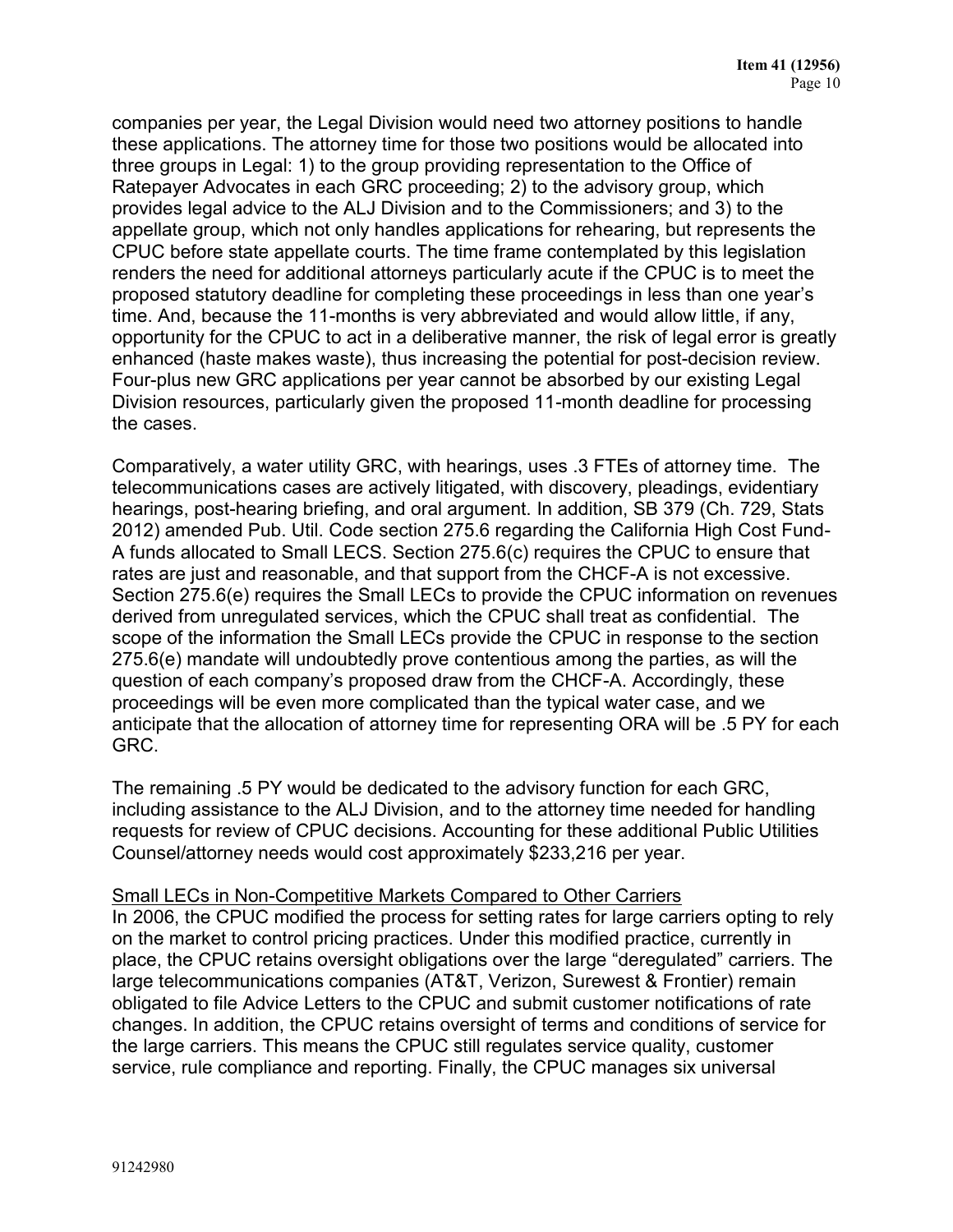companies per year, the Legal Division would need two attorney positions to handle these applications. The attorney time for those two positions would be allocated into three groups in Legal: 1) to the group providing representation to the Office of Ratepayer Advocates in each GRC proceeding; 2) to the advisory group, which provides legal advice to the ALJ Division and to the Commissioners; and 3) to the appellate group, which not only handles applications for rehearing, but represents the CPUC before state appellate courts. The time frame contemplated by this legislation renders the need for additional attorneys particularly acute if the CPUC is to meet the proposed statutory deadline for completing these proceedings in less than one year's time. And, because the 11-months is very abbreviated and would allow little, if any, opportunity for the CPUC to act in a deliberative manner, the risk of legal error is greatly enhanced (haste makes waste), thus increasing the potential for post-decision review. Four-plus new GRC applications per year cannot be absorbed by our existing Legal Division resources, particularly given the proposed 11-month deadline for processing the cases.

Comparatively, a water utility GRC, with hearings, uses .3 FTEs of attorney time. The telecommunications cases are actively litigated, with discovery, pleadings, evidentiary hearings, post-hearing briefing, and oral argument. In addition, SB 379 (Ch. 729, Stats 2012) amended Pub. Util. Code section 275.6 regarding the California High Cost Fund-A funds allocated to Small LECS. Section 275.6(c) requires the CPUC to ensure that rates are just and reasonable, and that support from the CHCF-A is not excessive. Section 275.6(e) requires the Small LECs to provide the CPUC information on revenues derived from unregulated services, which the CPUC shall treat as confidential. The scope of the information the Small LECs provide the CPUC in response to the section 275.6(e) mandate will undoubtedly prove contentious among the parties, as will the question of each company's proposed draw from the CHCF-A. Accordingly, these proceedings will be even more complicated than the typical water case, and we anticipate that the allocation of attorney time for representing ORA will be .5 PY for each GRC.

The remaining .5 PY would be dedicated to the advisory function for each GRC, including assistance to the ALJ Division, and to the attorney time needed for handling requests for review of CPUC decisions. Accounting for these additional Public Utilities Counsel/attorney needs would cost approximately $233,216 per year.

<u>Small LECs in Non-Competitive Markets Compared to Other Carriers</u>

In 2006, the CPUC modified the process for setting rates for large carriers opting to rely on the market to control pricing practices. Under this modified practice, currently in place, the CPUC retains oversight obligations over the large "deregulated" carriers. The large telecommunications companies (AT&T, Verizon, Surewest & Frontier) remain obligated to file Advice Letters to the CPUC and submit customer notifications of rate changes. In addition, the CPUC retains oversight of terms and conditions of service for the large carriers. This means the CPUC still regulates service quality, customer service, rule compliance and reporting. Finally, the CPUC manages six universal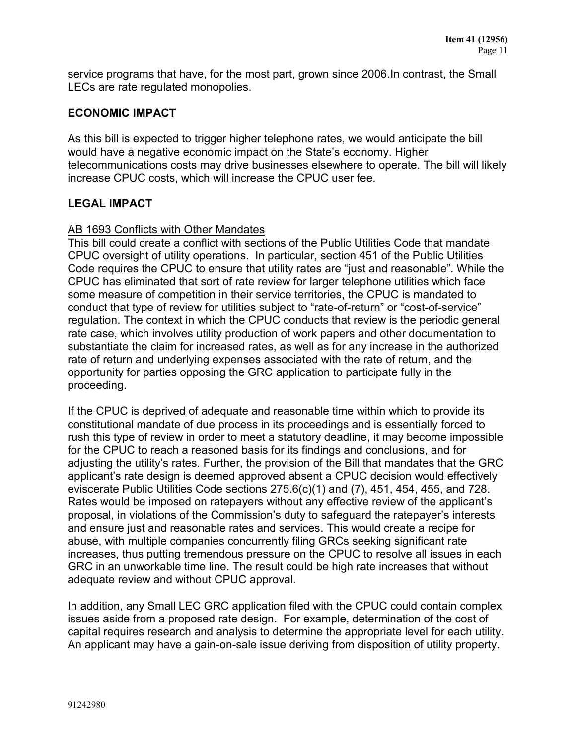service programs that have, for the most part, grown since 2006.In contrast, the Small LECs are rate regulated monopolies.

## ECONOMIC IMPACT

As this bill is expected to trigger higher telephone rates, we would anticipate the bill would have a negative economic impact on the State's economy. Higher telecommunications costs may drive businesses elsewhere to operate. The bill will likely increase CPUC costs, which will increase the CPUC user fee.

## LEGAL IMPACT

<u>AB 1693 Conflicts with Other Mandates</u>

This bill could create a conflict with sections of the Public Utilities Code that mandate CPUC oversight of utility operations. In particular, section 451 of the Public Utilities Code requires the CPUC to ensure that utility rates are "just and reasonable". While the CPUC has eliminated that sort of rate review for larger telephone utilities which face some measure of competition in their service territories, the CPUC is mandated to conduct that type of review for utilities subject to "rate-of-return" or "cost-of-service" regulation. The context in which the CPUC conducts that review is the periodic general rate case, which involves utility production of work papers and other documentation to substantiate the claim for increased rates, as well as for any increase in the authorized rate of return and underlying expenses associated with the rate of return, and the opportunity for parties opposing the GRC application to participate fully in the proceeding.

If the CPUC is deprived of adequate and reasonable time within which to provide its constitutional mandate of due process in its proceedings and is essentially forced to rush this type of review in order to meet a statutory deadline, it may become impossible for the CPUC to reach a reasoned basis for its findings and conclusions, and for adjusting the utility's rates. Further, the provision of the Bill that mandates that the GRC applicant's rate design is deemed approved absent a CPUC decision would effectively eviscerate Public Utilities Code sections 275.6(c)(1) and (7), 451, 454, 455, and 728. Rates would be imposed on ratepayers without any effective review of the applicant's proposal, in violations of the Commission's duty to safeguard the ratepayer's interests and ensure just and reasonable rates and services. This would create a recipe for abuse, with multiple companies concurrently filing GRCs seeking significant rate increases, thus putting tremendous pressure on the CPUC to resolve all issues in each GRC in an unworkable time line. The result could be high rate increases that without adequate review and without CPUC approval.

In addition, any Small LEC GRC application filed with the CPUC could contain complex issues aside from a proposed rate design. For example, determination of the cost of capital requires research and analysis to determine the appropriate level for each utility. An applicant may have a gain-on-sale issue deriving from disposition of utility property.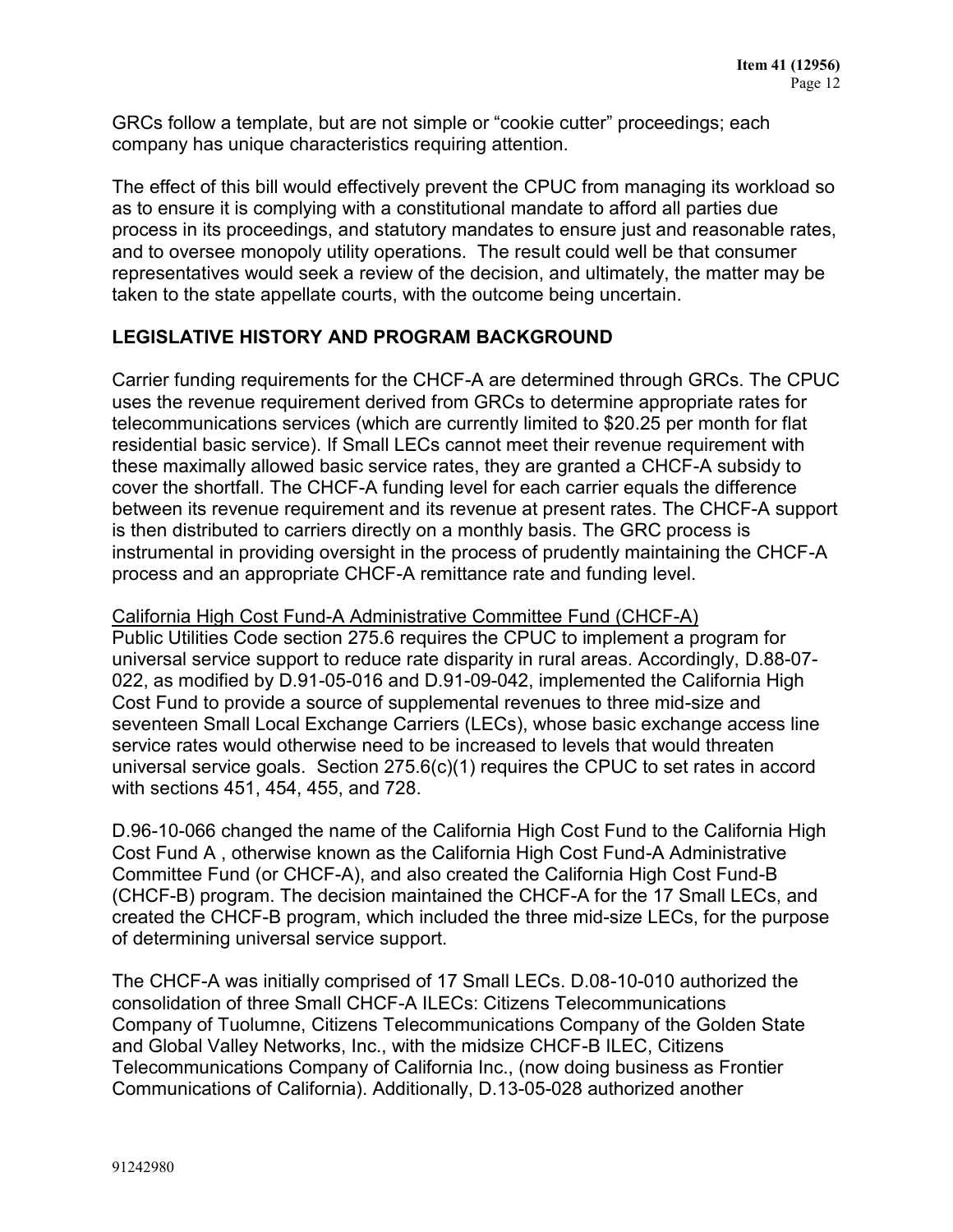GRCs follow a template, but are not simple or "cookie cutter" proceedings; each company has unique characteristics requiring attention.

The effect of this bill would effectively prevent the CPUC from managing its workload so as to ensure it is complying with a constitutional mandate to afford all parties due process in its proceedings, and statutory mandates to ensure just and reasonable rates, and to oversee monopoly utility operations. The result could well be that consumer representatives would seek a review of the decision, and ultimately, the matter may be taken to the state appellate courts, with the outcome being uncertain.

## LEGISLATIVE HISTORY AND PROGRAM BACKGROUND

Carrier funding requirements for the CHCF-A are determined through GRCs. The CPUC uses the revenue requirement derived from GRCs to determine appropriate rates for telecommunications services (which are currently limited to $20.25 per month for flat residential basic service). If Small LECs cannot meet their revenue requirement with these maximally allowed basic service rates, they are granted a CHCF-A subsidy to cover the shortfall. The CHCF-A funding level for each carrier equals the difference between its revenue requirement and its revenue at present rates. The CHCF-A support is then distributed to carriers directly on a monthly basis. The GRC process is instrumental in providing oversight in the process of prudently maintaining the CHCF-A process and an appropriate CHCF-A remittance rate and funding level.

<u>California High Cost Fund-A Administrative Committee Fund (CHCF-A)</u>
Public Utilities Code section 275.6 requires the CPUC to implement a program for universal service support to reduce rate disparity in rural areas. Accordingly, D.88-07-022, as modified by D.91-05-016 and D.91-09-042, implemented the California High Cost Fund to provide a source of supplemental revenues to three mid-size and seventeen Small Local Exchange Carriers (LECs), whose basic exchange access line service rates would otherwise need to be increased to levels that would threaten universal service goals. Section 275.6(c)(1) requires the CPUC to set rates in accord with sections 451, 454, 455, and 728.

D.96-10-066 changed the name of the California High Cost Fund to the California High Cost Fund A , otherwise known as the California High Cost Fund-A Administrative Committee Fund (or CHCF-A), and also created the California High Cost Fund-B (CHCF-B) program. The decision maintained the CHCF-A for the 17 Small LECs, and created the CHCF-B program, which included the three mid-size LECs, for the purpose of determining universal service support.

The CHCF-A was initially comprised of 17 Small LECs. D.08-10-010 authorized the consolidation of three Small CHCF-A ILECs: Citizens Telecommunications Company of Tuolumne, Citizens Telecommunications Company of the Golden State and Global Valley Networks, Inc., with the midsize CHCF-B ILEC, Citizens Telecommunications Company of California Inc., (now doing business as Frontier Communications of California). Additionally, D.13-05-028 authorized another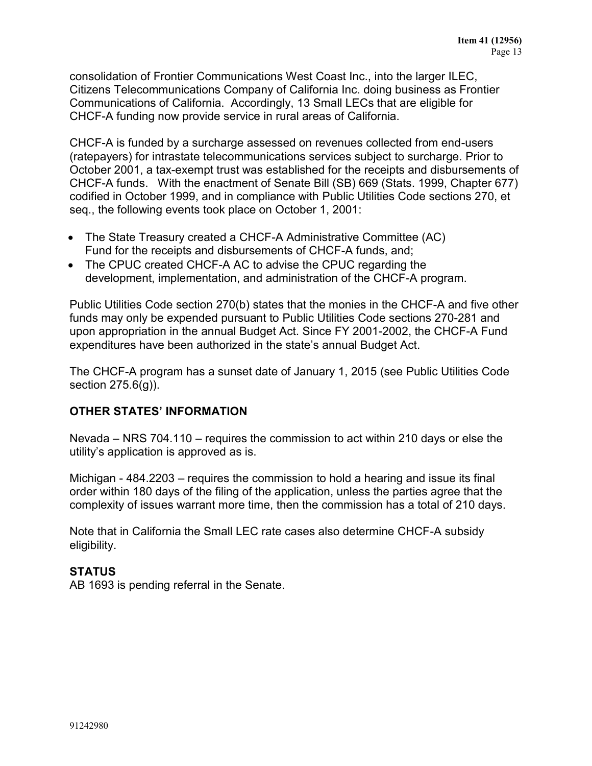consolidation of Frontier Communications West Coast Inc., into the larger ILEC, Citizens Telecommunications Company of California Inc. doing business as Frontier Communications of California. Accordingly, 13 Small LECs that are eligible for CHCF-A funding now provide service in rural areas of California.

CHCF-A is funded by a surcharge assessed on revenues collected from end-users (ratepayers) for intrastate telecommunications services subject to surcharge. Prior to October 2001, a tax-exempt trust was established for the receipts and disbursements of CHCF-A funds. With the enactment of Senate Bill (SB) 669 (Stats. 1999, Chapter 677) codified in October 1999, and in compliance with Public Utilities Code sections 270, et seq., the following events took place on October 1, 2001:

- The State Treasury created a CHCF-A Administrative Committee (AC) Fund for the receipts and disbursements of CHCF-A funds, and;
- The CPUC created CHCF-A AC to advise the CPUC regarding the development, implementation, and administration of the CHCF-A program.

Public Utilities Code section 270(b) states that the monies in the CHCF-A and five other funds may only be expended pursuant to Public Utilities Code sections 270-281 and upon appropriation in the annual Budget Act. Since FY 2001-2002, the CHCF-A Fund expenditures have been authorized in the state's annual Budget Act.

The CHCF-A program has a sunset date of January 1, 2015 (see Public Utilities Code section 275.6(g)).

## OTHER STATES' INFORMATION

Nevada – NRS 704.110 – requires the commission to act within 210 days or else the utility's application is approved as is.

Michigan - 484.2203 – requires the commission to hold a hearing and issue its final order within 180 days of the filing of the application, unless the parties agree that the complexity of issues warrant more time, then the commission has a total of 210 days.

Note that in California the Small LEC rate cases also determine CHCF-A subsidy eligibility.

## STATUS

AB 1693 is pending referral in the Senate.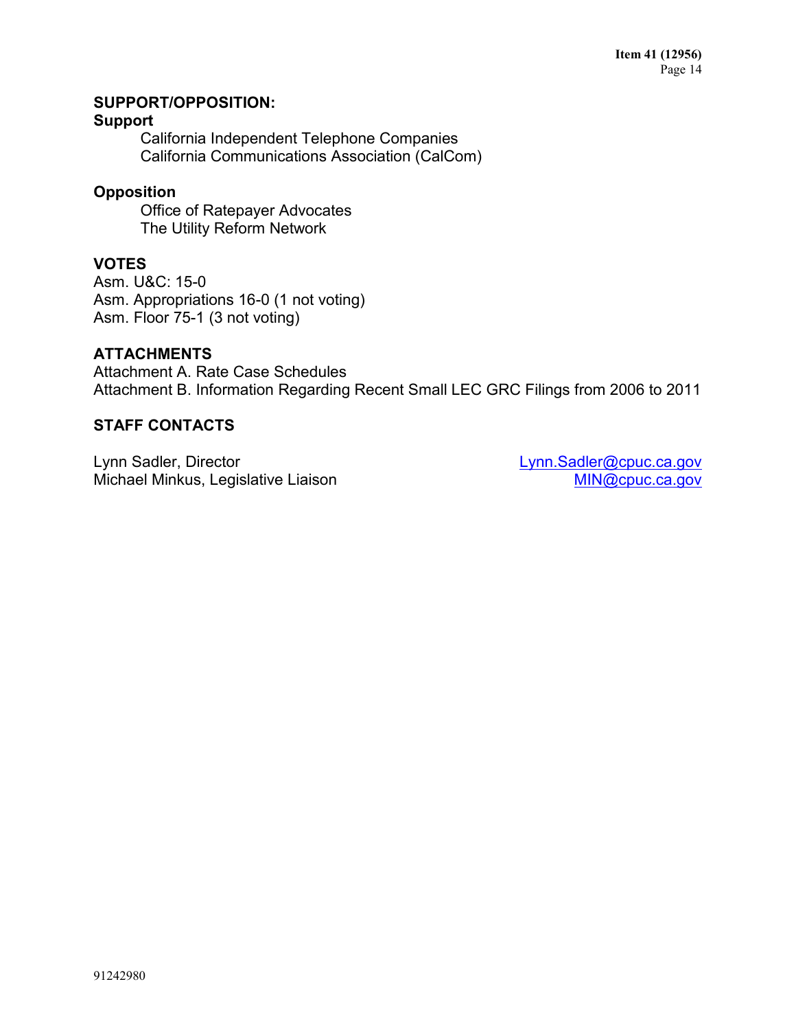## SUPPORT/OPPOSITION:

### Support

California Independent Telephone Companies
California Communications Association (CalCom)

### Opposition

Office of Ratepayer Advocates
The Utility Reform Network

## VOTES

Asm. U&C: 15-0
Asm. Appropriations 16-0 (1 not voting)
Asm. Floor 75-1 (3 not voting)

## ATTACHMENTS

Attachment A. Rate Case Schedules
Attachment B. Information Regarding Recent Small LEC GRC Filings from 2006 to 2011

## STAFF CONTACTS

Lynn Sadler, Director — Lynn.Sadler@cpuc.ca.gov
Michael Minkus, Legislative Liaison — MIN@cpuc.ca.gov

91242980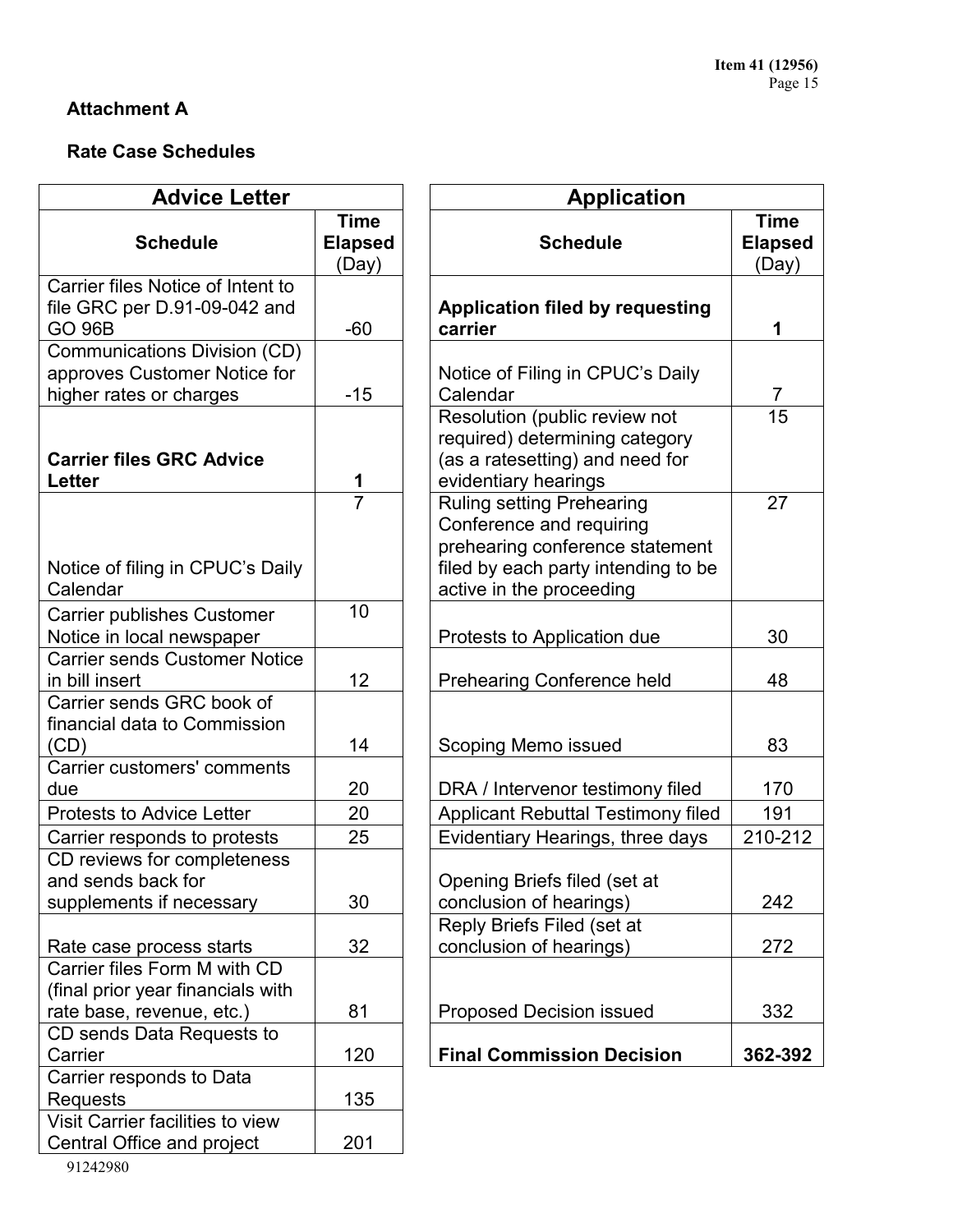**Attachment A**

**Rate Case Schedules**

| Advice Letter | |
|---|---|
| **Schedule** | **Time Elapsed** (Day) |
| Carrier files Notice of Intent to file GRC per D.91-09-042 and GO 96B | -60 |
| Communications Division (CD) approves Customer Notice for higher rates or charges | -15 |
| **Carrier files GRC Advice Letter** | **1** |
| Notice of filing in CPUC's Daily Calendar | 7 |
| Carrier publishes Customer Notice in local newspaper | 10 |
| Carrier sends Customer Notice in bill insert | 12 |
| Carrier sends GRC book of financial data to Commission (CD) | 14 |
| Carrier customers' comments due | 20 |
| Protests to Advice Letter | 20 |
| Carrier responds to protests | 25 |
| CD reviews for completeness and sends back for supplements if necessary | 30 |
| Rate case process starts | 32 |
| Carrier files Form M with CD (final prior year financials with rate base, revenue, etc.) | 81 |
| CD sends Data Requests to Carrier | 120 |
| Carrier responds to Data Requests | 135 |
| Visit Carrier facilities to view Central Office and project | 201 |

| Application | |
|---|---|
| **Schedule** | **Time Elapsed** (Day) |
| **Application filed by requesting carrier** | **1** |
| Notice of Filing in CPUC's Daily Calendar | 7 |
| Resolution (public review not required) determining category (as a ratesetting) and need for evidentiary hearings | 15 |
| Ruling setting Prehearing Conference and requiring prehearing conference statement filed by each party intending to be active in the proceeding | 27 |
| Protests to Application due | 30 |
| Prehearing Conference held | 48 |
| Scoping Memo issued | 83 |
| DRA / Intervenor testimony filed | 170 |
| Applicant Rebuttal Testimony filed | 191 |
| Evidentiary Hearings, three days | 210-212 |
| Opening Briefs filed (set at conclusion of hearings) | 242 |
| Reply Briefs Filed (set at conclusion of hearings) | 272 |
| Proposed Decision issued | 332 |
| **Final Commission Decision** | **362-392** |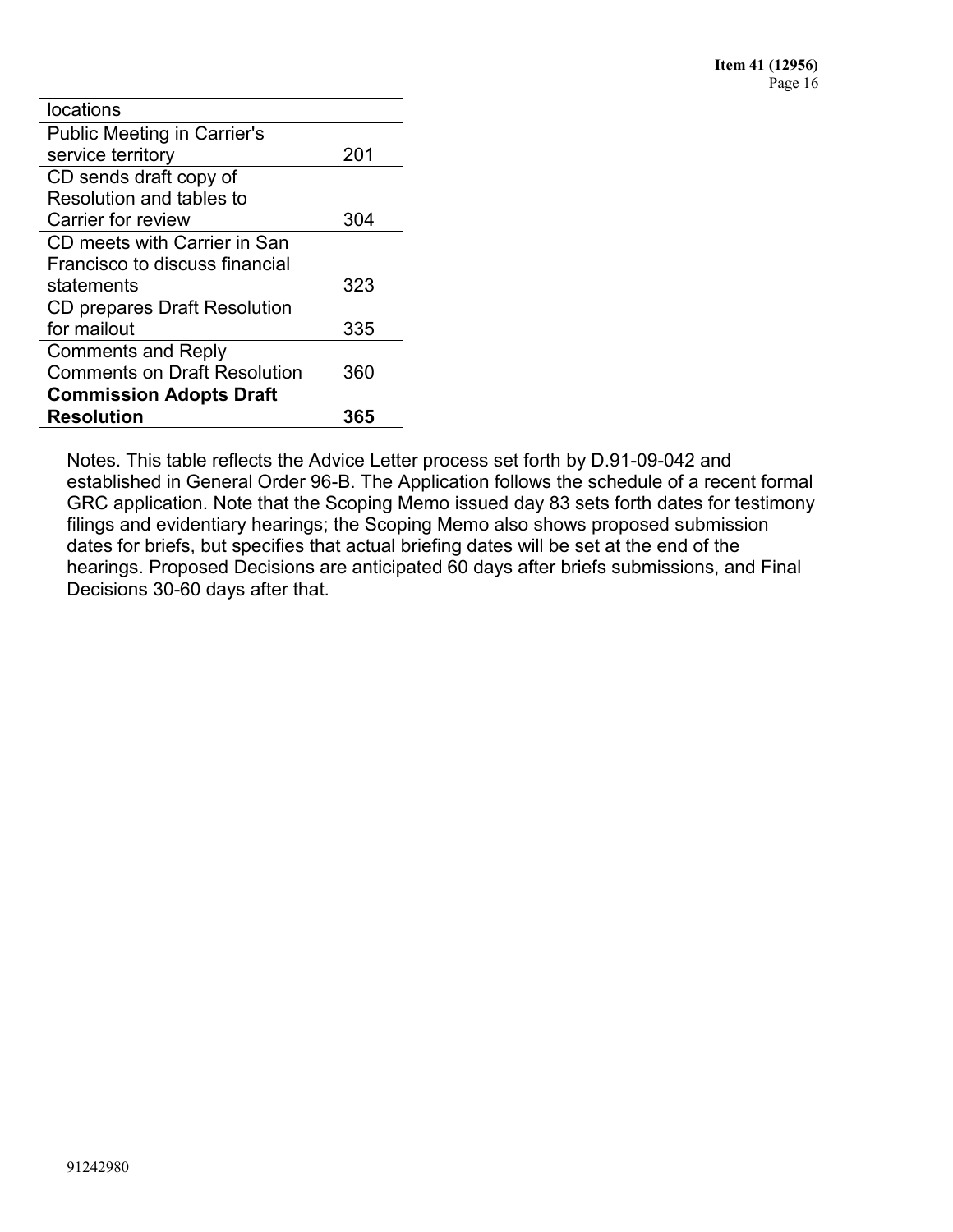| locations | |
|---|---|
| Public Meeting in Carrier's service territory | 201 |
| CD sends draft copy of Resolution and tables to Carrier for review | 304 |
| CD meets with Carrier in San Francisco to discuss financial statements | 323 |
| CD prepares Draft Resolution for mailout | 335 |
| Comments and Reply Comments on Draft Resolution | 360 |
| **Commission Adopts Draft Resolution** | **365** |

Notes. This table reflects the Advice Letter process set forth by D.91-09-042 and established in General Order 96-B. The Application follows the schedule of a recent formal GRC application. Note that the Scoping Memo issued day 83 sets forth dates for testimony filings and evidentiary hearings; the Scoping Memo also shows proposed submission dates for briefs, but specifies that actual briefing dates will be set at the end of the hearings. Proposed Decisions are anticipated 60 days after briefs submissions, and Final Decisions 30-60 days after that.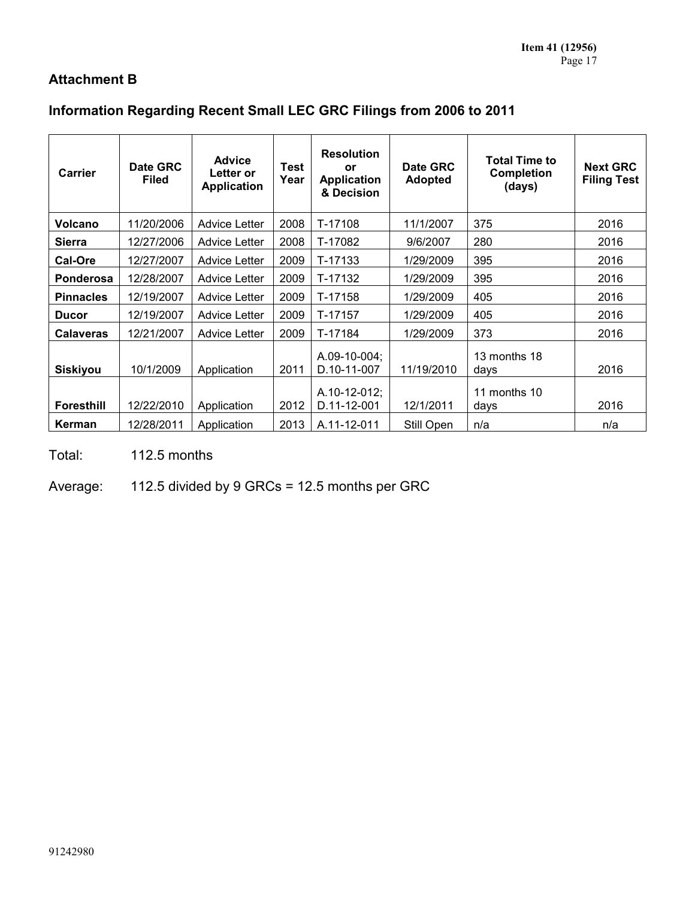## Attachment B

## Information Regarding Recent Small LEC GRC Filings from 2006 to 2011

| Carrier | Date GRC Filed | Advice Letter or Application | Test Year | Resolution or Application & Decision | Date GRC Adopted | Total Time to Completion (days) | Next GRC Filing Test |
|---|---|---|---|---|---|---|---|
| **Volcano** | 11/20/2006 | Advice Letter | 2008 | T-17108 | 11/1/2007 | 375 | 2016 |
| **Sierra** | 12/27/2006 | Advice Letter | 2008 | T-17082 | 9/6/2007 | 280 | 2016 |
| **Cal-Ore** | 12/27/2007 | Advice Letter | 2009 | T-17133 | 1/29/2009 | 395 | 2016 |
| **Ponderosa** | 12/28/2007 | Advice Letter | 2009 | T-17132 | 1/29/2009 | 395 | 2016 |
| **Pinnacles** | 12/19/2007 | Advice Letter | 2009 | T-17158 | 1/29/2009 | 405 | 2016 |
| **Ducor** | 12/19/2007 | Advice Letter | 2009 | T-17157 | 1/29/2009 | 405 | 2016 |
| **Calaveras** | 12/21/2007 | Advice Letter | 2009 | T-17184 | 1/29/2009 | 373 | 2016 |
| **Siskiyou** | 10/1/2009 | Application | 2011 | A.09-10-004; D.10-11-007 | 11/19/2010 | 13 months 18 days | 2016 |
| **Foresthill** | 12/22/2010 | Application | 2012 | A.10-12-012; D.11-12-001 | 12/1/2011 | 11 months 10 days | 2016 |
| **Kerman** | 12/28/2011 | Application | 2013 | A.11-12-011 | Still Open | n/a | n/a |

Total: 112.5 months

Average: 112.5 divided by 9 GRCs = 12.5 months per GRC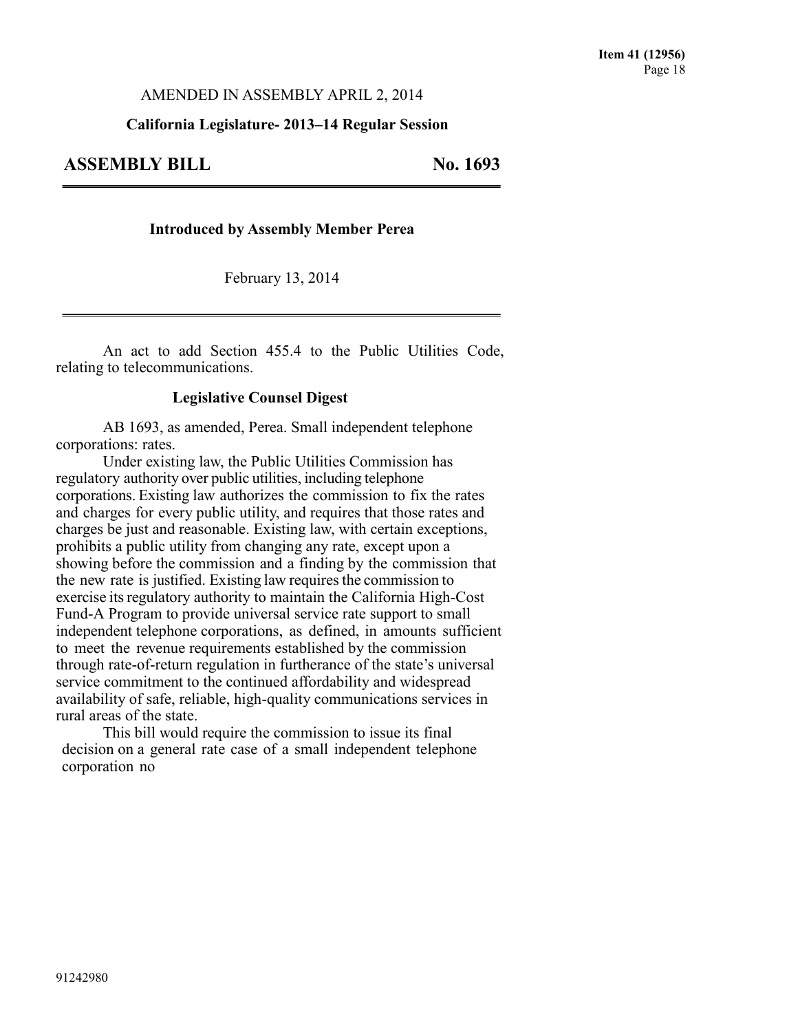AMENDED IN ASSEMBLY APRIL 2, 2014

**California Legislature- 2013–14 Regular Session**

# ASSEMBLY BILL No. 1693

**Introduced by Assembly Member Perea**

February 13, 2014

An act to add Section 455.4 to the Public Utilities Code, relating to telecommunications.

## Legislative Counsel Digest

AB 1693, as amended, Perea. Small independent telephone corporations: rates.

Under existing law, the Public Utilities Commission has regulatory authority over public utilities, including telephone corporations. Existing law authorizes the commission to fix the rates and charges for every public utility, and requires that those rates and charges be just and reasonable. Existing law, with certain exceptions, prohibits a public utility from changing any rate, except upon a showing before the commission and a finding by the commission that the new rate is justified. Existing law requires the commission to exercise its regulatory authority to maintain the California High-Cost Fund-A Program to provide universal service rate support to small independent telephone corporations, as defined, in amounts sufficient to meet the revenue requirements established by the commission through rate-of-return regulation in furtherance of the state's universal service commitment to the continued affordability and widespread availability of safe, reliable, high-quality communications services in rural areas of the state.

This bill would require the commission to issue its final decision on a general rate case of a small independent telephone corporation no

91242980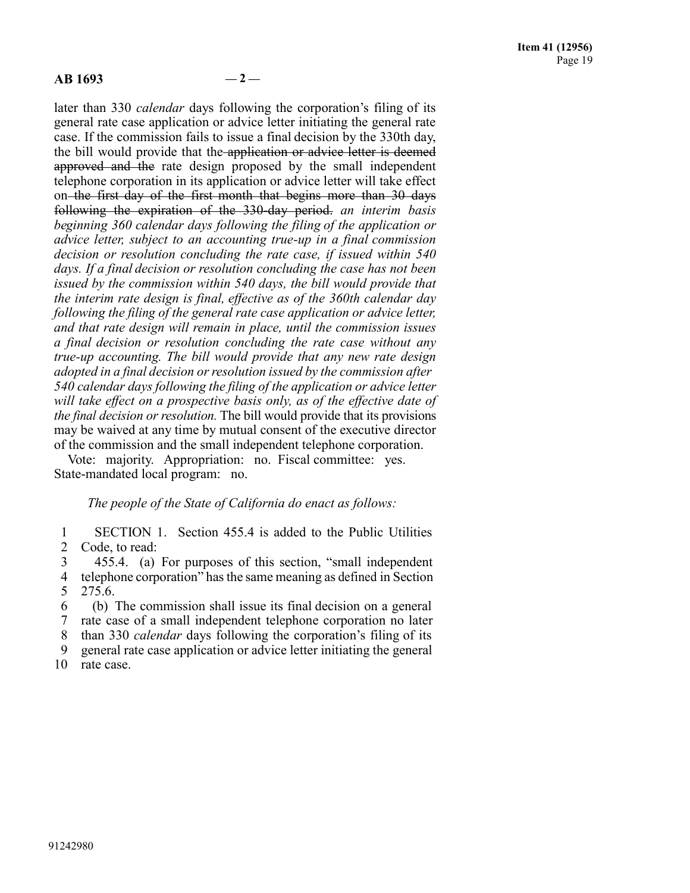later than 330 *calendar* days following the corporation's filing of its general rate case application or advice letter initiating the general rate case. If the commission fails to issue a final decision by the 330th day, the bill would provide that the ~~application or advice letter is deemed approved and the~~ rate design proposed by the small independent telephone corporation in its application or advice letter will take effect on ~~the first day of the first month that begins more than 30 days following the expiration of the 330-day period.~~ *an interim basis beginning 360 calendar days following the filing of the application or advice letter, subject to an accounting true-up in a final commission decision or resolution concluding the rate case, if issued within 540 days. If a final decision or resolution concluding the case has not been issued by the commission within 540 days, the bill would provide that the interim rate design is final, effective as of the 360th calendar day following the filing of the general rate case application or advice letter, and that rate design will remain in place, until the commission issues a final decision or resolution concluding the rate case without any true-up accounting. The bill would provide that any new rate design adopted in a final decision or resolution issued by the commission after 540 calendar days following the filing of the application or advice letter will take effect on a prospective basis only, as of the effective date of the final decision or resolution.* The bill would provide that its provisions may be waived at any time by mutual consent of the executive director of the commission and the small independent telephone corporation.

Vote: majority. Appropriation: no. Fiscal committee: yes. State-mandated local program: no.

*The people of the State of California do enact as follows:*

1 SECTION 1. Section 455.4 is added to the Public Utilities
2 Code, to read:
3 455.4. (a) For purposes of this section, "small independent
4 telephone corporation" has the same meaning as defined in Section
5 275.6.
6 (b) The commission shall issue its final decision on a general
7 rate case of a small independent telephone corporation no later
8 than 330 *calendar* days following the corporation's filing of its
9 general rate case application or advice letter initiating the general
10 rate case.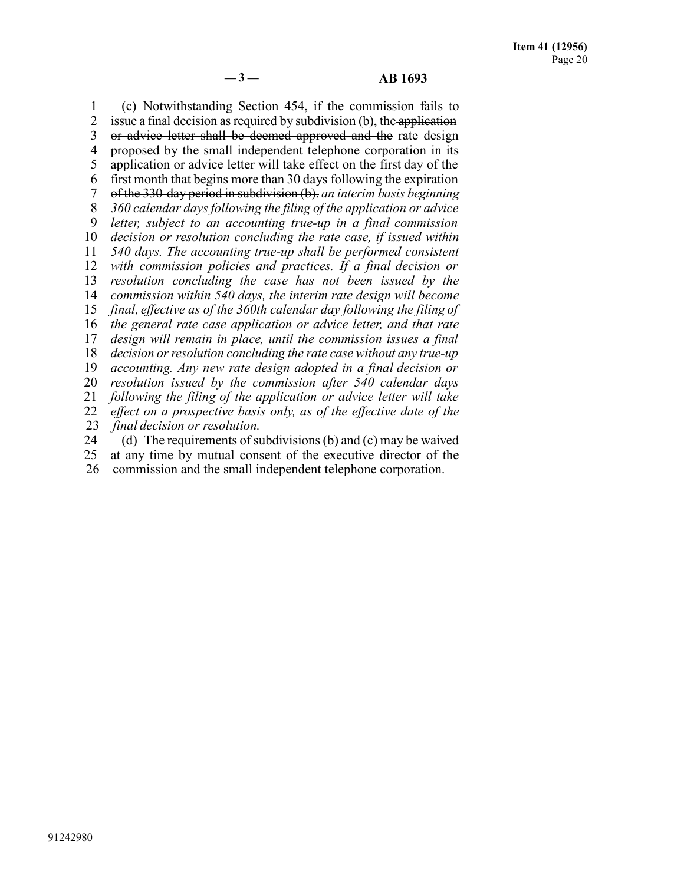(c) Notwithstanding Section 454, if the commission fails to issue a final decision as required by subdivision (b), the ~~application or advice letter shall be deemed approved and the~~ rate design proposed by the small independent telephone corporation in its application or advice letter will take effect on ~~the first day of the first month that begins more than 30 days following the expiration of the 330-day period in subdivision (b).~~ *an interim basis beginning 360 calendar days following the filing of the application or advice letter, subject to an accounting true-up in a final commission decision or resolution concluding the rate case, if issued within 540 days. The accounting true-up shall be performed consistent with commission policies and practices. If a final decision or resolution concluding the case has not been issued by the commission within 540 days, the interim rate design will become final, effective as of the 360th calendar day following the filing of the general rate case application or advice letter, and that rate design will remain in place, until the commission issues a final decision or resolution concluding the rate case without any true-up accounting. Any new rate design adopted in a final decision or resolution issued by the commission after 540 calendar days following the filing of the application or advice letter will take effect on a prospective basis only, as of the effective date of the final decision or resolution.*

(d) The requirements of subdivisions (b) and (c) may be waived at any time by mutual consent of the executive director of the commission and the small independent telephone corporation.